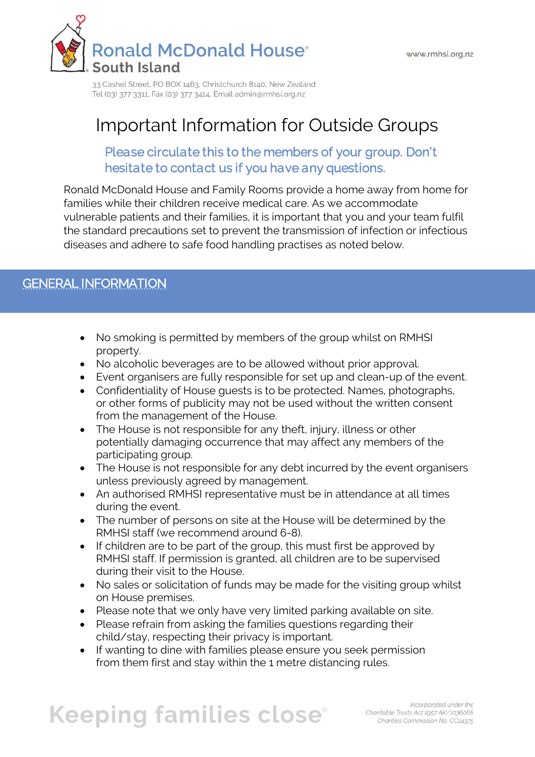Ronald McDonald House® South Island

www.rmhsi.org.nz

33 Cashel Street, PO BOX 1463, Christchurch 8140, New Zealand
Tel (03) 377 3311, Fax (03) 377 3414, Email admin@rmhsi.org.nz

# Important Information for Outside Groups

## Please circulate this to the members of your group. Don't hesitate to contact us if you have any questions.

Ronald McDonald House and Family Rooms provide a home away from home for families while their children receive medical care. As we accommodate vulnerable patients and their families, it is important that you and your team fulfil the standard precautions set to prevent the transmission of infection or infectious diseases and adhere to safe food handling practises as noted below.

## GENERAL INFORMATION

- No smoking is permitted by members of the group whilst on RMHSI property.
- No alcoholic beverages are to be allowed without prior approval.
- Event organisers are fully responsible for set up and clean-up of the event.
- Confidentiality of House guests is to be protected. Names, photographs, or other forms of publicity may not be used without the written consent from the management of the House.
- The House is not responsible for any theft, injury, illness or other potentially damaging occurrence that may affect any members of the participating group.
- The House is not responsible for any debt incurred by the event organisers unless previously agreed by management.
- An authorised RMHSI representative must be in attendance at all times during the event.
- The number of persons on site at the House will be determined by the RMHSI staff (we recommend around 6-8).
- If children are to be part of the group, this must first be approved by RMHSI staff. If permission is granted, all children are to be supervised during their visit to the House.
- No sales or solicitation of funds may be made for the visiting group whilst on House premises.
- Please note that we only have very limited parking available on site.
- Please refrain from asking the families questions regarding their child/stay, respecting their privacy is important.
- If wanting to dine with families please ensure you seek permission from them first and stay within the 1 metre distancing rules.

Keeping families close®

*Incorporated under the Charitable Trusts Act 1957 AK/1036068*
*Charities Commission No. CC24375*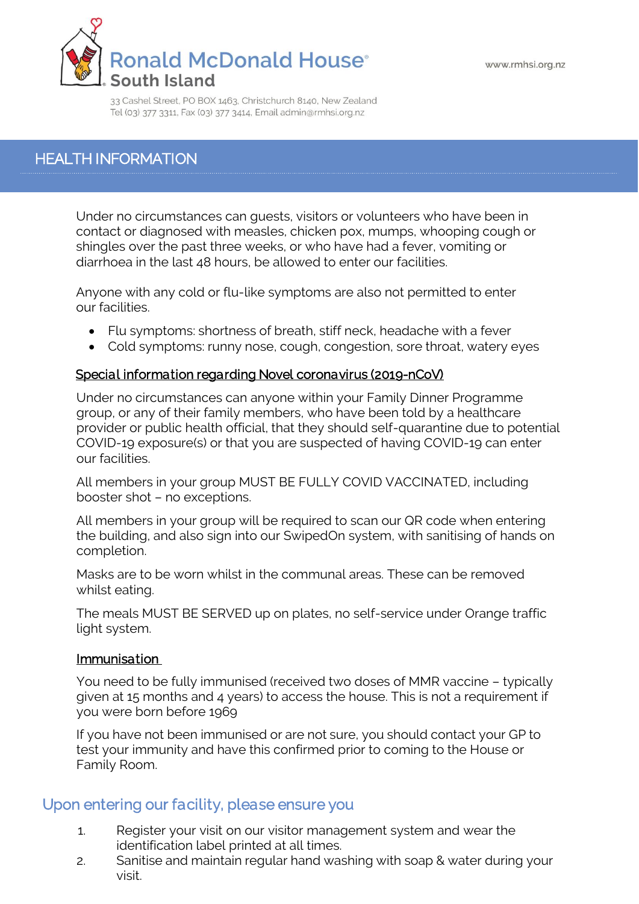# Ronald McDonald House South Island

33 Cashel Street, PO BOX 1463, Christchurch 8140, New Zealand
Tel (03) 377 3311, Fax (03) 377 3414, Email admin@rmhsi.org.nz

www.rmhsi.org.nz

## HEALTH INFORMATION

Under no circumstances can guests, visitors or volunteers who have been in contact or diagnosed with measles, chicken pox, mumps, whooping cough or shingles over the past three weeks, or who have had a fever, vomiting or diarrhoea in the last 48 hours, be allowed to enter our facilities.

Anyone with any cold or flu-like symptoms are also not permitted to enter our facilities.

- Flu symptoms: shortness of breath, stiff neck, headache with a fever
- Cold symptoms: runny nose, cough, congestion, sore throat, watery eyes

### Special information regarding Novel coronavirus (2019-nCoV)

Under no circumstances can anyone within your Family Dinner Programme group, or any of their family members, who have been told by a healthcare provider or public health official, that they should self-quarantine due to potential COVID-19 exposure(s) or that you are suspected of having COVID-19 can enter our facilities.

All members in your group MUST BE FULLY COVID VACCINATED, including booster shot – no exceptions.

All members in your group will be required to scan our QR code when entering the building, and also sign into our SwipedOn system, with sanitising of hands on completion.

Masks are to be worn whilst in the communal areas. These can be removed whilst eating.

The meals MUST BE SERVED up on plates, no self-service under Orange traffic light system.

### Immunisation

You need to be fully immunised (received two doses of MMR vaccine – typically given at 15 months and 4 years) to access the house. This is not a requirement if you were born before 1969

If you have not been immunised or are not sure, you should contact your GP to test your immunity and have this confirmed prior to coming to the House or Family Room.

## Upon entering our facility, please ensure you

1. Register your visit on our visitor management system and wear the identification label printed at all times.
2. Sanitise and maintain regular hand washing with soap & water during your visit.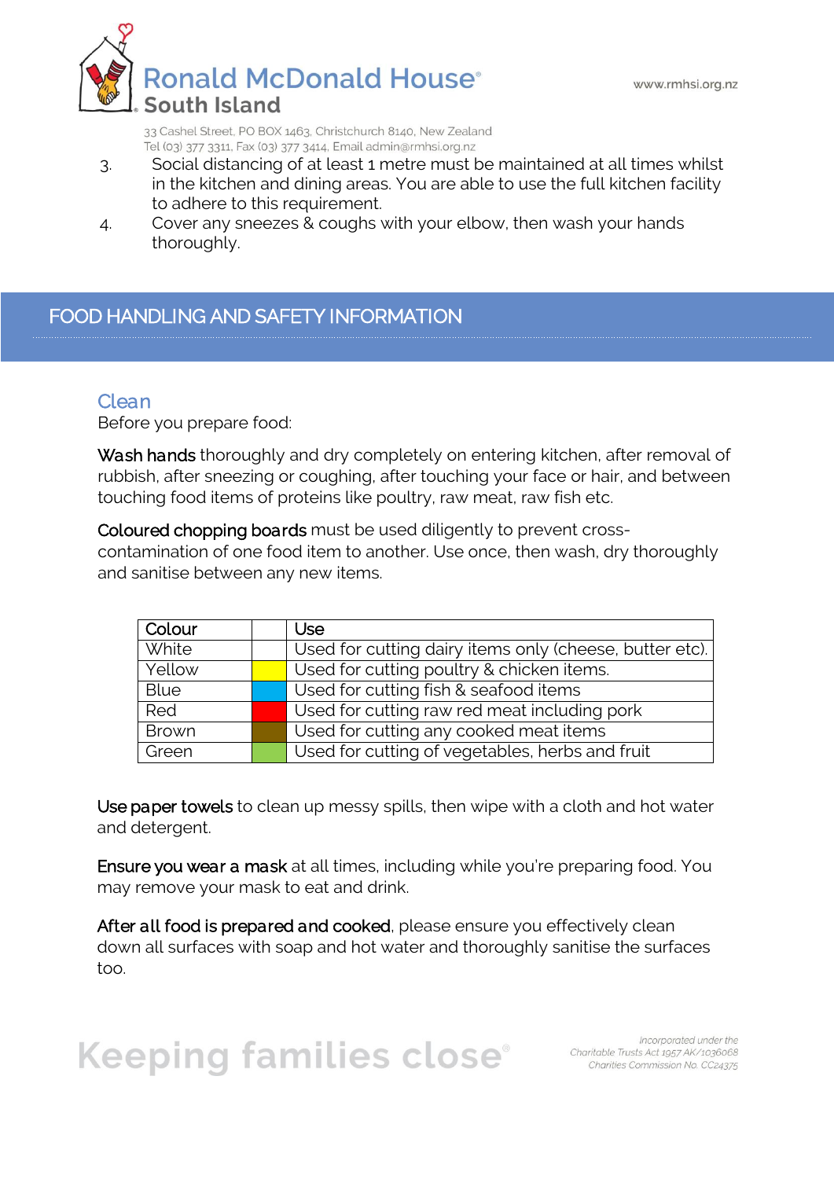3. Social distancing of at least 1 metre must be maintained at all times whilst in the kitchen and dining areas. You are able to use the full kitchen facility to adhere to this requirement.
4. Cover any sneezes & coughs with your elbow, then wash your hands thoroughly.

## FOOD HANDLING AND SAFETY INFORMATION

### Clean

Before you prepare food:

Wash hands thoroughly and dry completely on entering kitchen, after removal of rubbish, after sneezing or coughing, after touching your face or hair, and between touching food items of proteins like poultry, raw meat, raw fish etc.

Coloured chopping boards must be used diligently to prevent cross-contamination of one food item to another. Use once, then wash, dry thoroughly and sanitise between any new items.

| Colour | | Use |
|---|---|---|
| White | | Used for cutting dairy items only (cheese, butter etc). |
| Yellow | | Used for cutting poultry & chicken items. |
| Blue | | Used for cutting fish & seafood items |
| Red | | Used for cutting raw red meat including pork |
| Brown | | Used for cutting any cooked meat items |
| Green | | Used for cutting of vegetables, herbs and fruit |

Use paper towels to clean up messy spills, then wipe with a cloth and hot water and detergent.

Ensure you wear a mask at all times, including while you're preparing food. You may remove your mask to eat and drink.

After all food is prepared and cooked, please ensure you effectively clean down all surfaces with soap and hot water and thoroughly sanitise the surfaces too.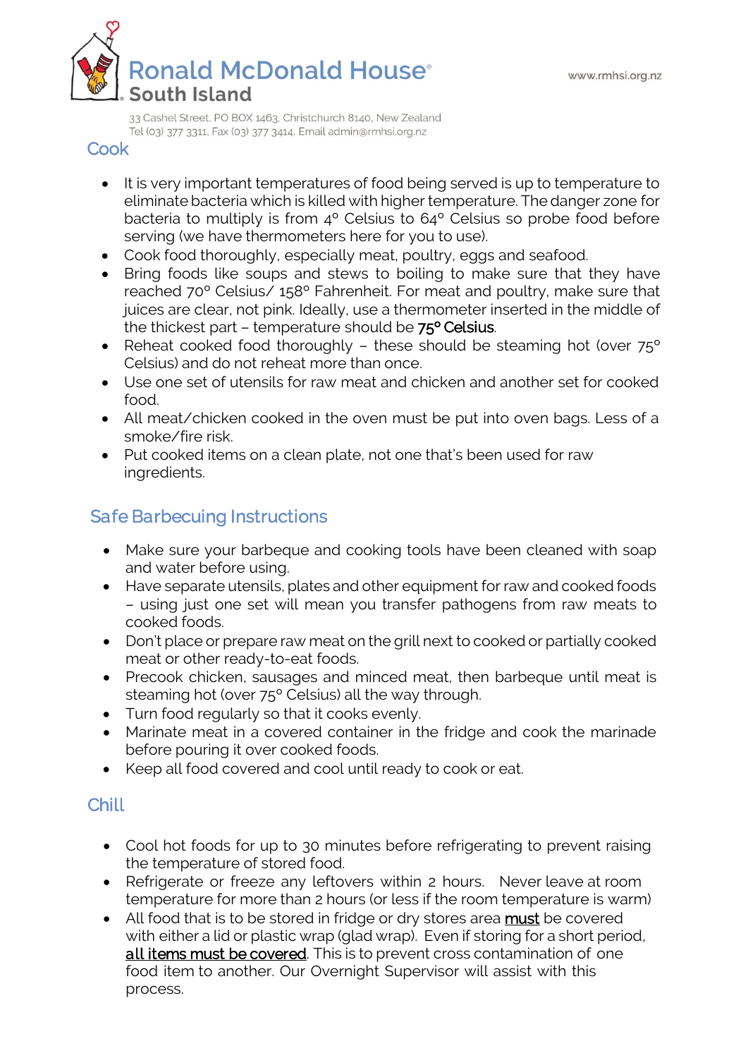## Cook

- It is very important temperatures of food being served is up to temperature to eliminate bacteria which is killed with higher temperature. The danger zone for bacteria to multiply is from 4° Celsius to 64° Celsius so probe food before serving (we have thermometers here for you to use).
- Cook food thoroughly, especially meat, poultry, eggs and seafood.
- Bring foods like soups and stews to boiling to make sure that they have reached 70° Celsius/ 158° Fahrenheit. For meat and poultry, make sure that juices are clear, not pink. Ideally, use a thermometer inserted in the middle of the thickest part – temperature should be **75° Celsius**.
- Reheat cooked food thoroughly – these should be steaming hot (over 75° Celsius) and do not reheat more than once.
- Use one set of utensils for raw meat and chicken and another set for cooked food.
- All meat/chicken cooked in the oven must be put into oven bags. Less of a smoke/fire risk.
- Put cooked items on a clean plate, not one that's been used for raw ingredients.

## Safe Barbecuing Instructions

- Make sure your barbeque and cooking tools have been cleaned with soap and water before using.
- Have separate utensils, plates and other equipment for raw and cooked foods – using just one set will mean you transfer pathogens from raw meats to cooked foods.
- Don't place or prepare raw meat on the grill next to cooked or partially cooked meat or other ready-to-eat foods.
- Precook chicken, sausages and minced meat, then barbeque until meat is steaming hot (over 75° Celsius) all the way through.
- Turn food regularly so that it cooks evenly.
- Marinate meat in a covered container in the fridge and cook the marinade before pouring it over cooked foods.
- Keep all food covered and cool until ready to cook or eat.

## Chill

- Cool hot foods for up to 30 minutes before refrigerating to prevent raising the temperature of stored food.
- Refrigerate or freeze any leftovers within 2 hours. Never leave at room temperature for more than 2 hours (or less if the room temperature is warm)
- All food that is to be stored in fridge or dry stores area **must** be covered with either a lid or plastic wrap (glad wrap). Even if storing for a short period, **all items must be covered**. This is to prevent cross contamination of one food item to another. Our Overnight Supervisor will assist with this process.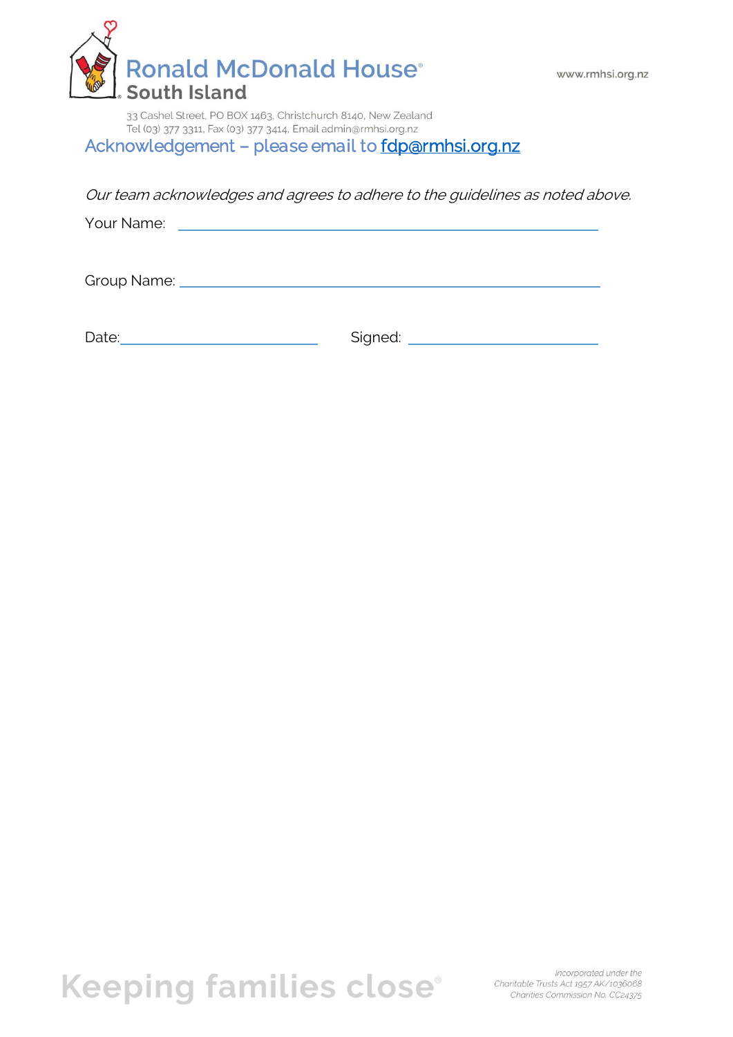Ronald McDonald House®
South Island

www.rmhsi.org.nz

33 Cashel Street, PO BOX 1463, Christchurch 8140, New Zealand
Tel (03) 377 3311, Fax (03) 377 3414, Email admin@rmhsi.org.nz

## Acknowledgement – please email to fdp@rmhsi.org.nz

*Our team acknowledges and agrees to adhere to the guidelines as noted above.*

Your Name: ______________________________________________

Group Name: ____________________________________________

Date: ______________________ Signed: ______________________

Keeping families close®

*Incorporated under the Charitable Trusts Act 1957 AK/1036068 Charities Commission No. CC24375*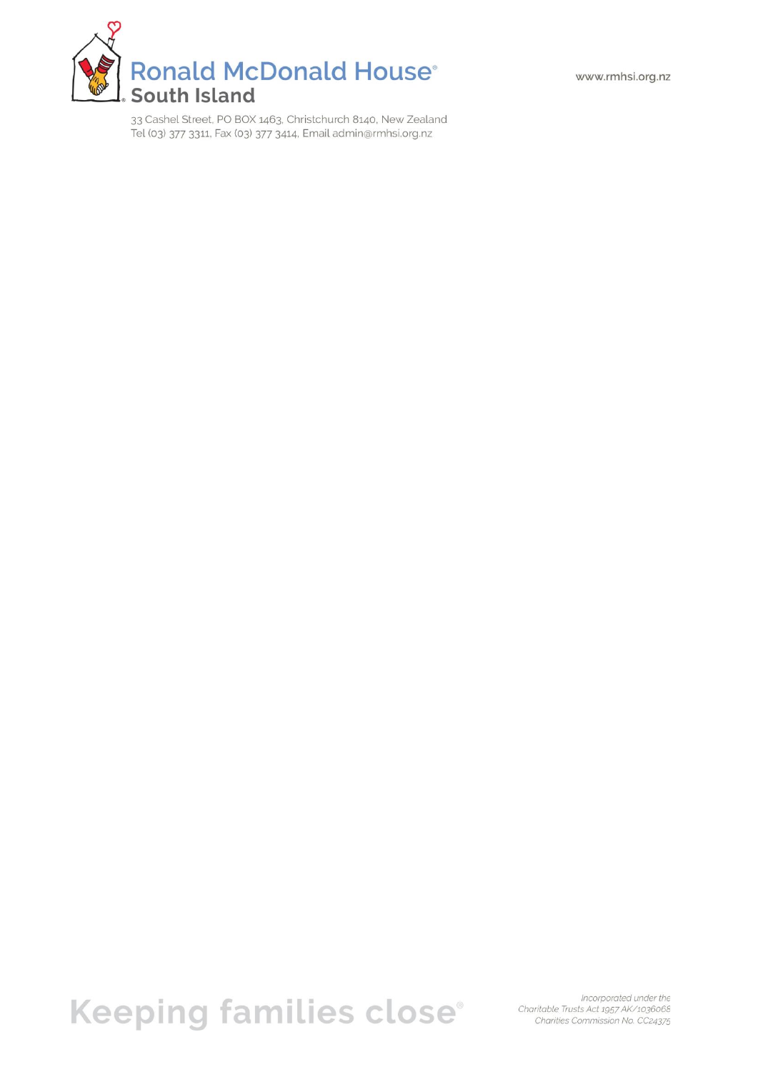Ronald McDonald House®
South Island

33 Cashel Street, PO BOX 1463, Christchurch 8140, New Zealand
Tel (03) 377 3311, Fax (03) 377 3414, Email admin@rmhsi.org.nz

www.rmhsi.org.nz

Keeping families close®

*Incorporated under the*
*Charitable Trusts Act 1957 AK/1036068*
*Charities Commission No. CC24375*